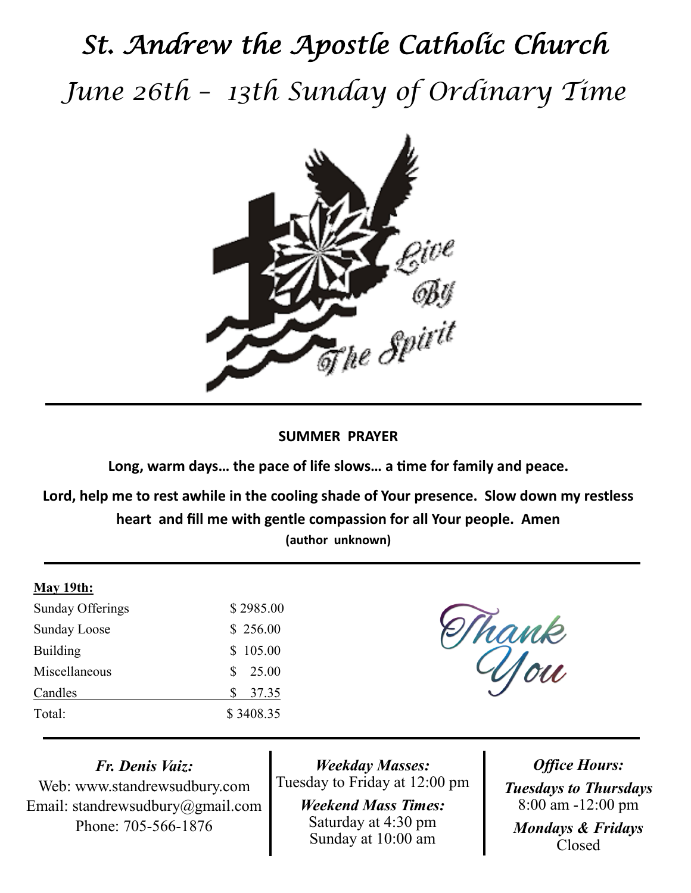# St. Andrew the Apostle Catholic Church

## June 26th – 13th Sunday of Ordinary Time

Live By The Spirit

**SUMMER PRAYER**

**Long, warm days… the pace of life slows… a time for family and peace.**

**Lord, help me to rest awhile in the cooling shade of Your presence. Slow down my restless heart and fill me with gentle compassion for all Your people. Amen**

**(author unknown)**

**May 19th:**

| | |
|---|---|
| Sunday Offerings | $ 2985.00 |
| Sunday Loose | $ 256.00 |
| Building | $ 105.00 |
| Miscellaneous | $ 25.00 |
| Candles | $ 37.35 |
| Total: | $ 3408.35 |

Thank You

***Fr. Denis Vaiz:***

Web: www.standrewsudbury.com

Email: standrewsudbury@gmail.com

Phone: 705-566-1876

***Weekday Masses:***

Tuesday to Friday at 12:00 pm

***Weekend Mass Times:***

Saturday at 4:30 pm

Sunday at 10:00 am

***Office Hours:***

***Tuesdays to Thursdays***

8:00 am -12:00 pm

***Mondays & Fridays***

Closed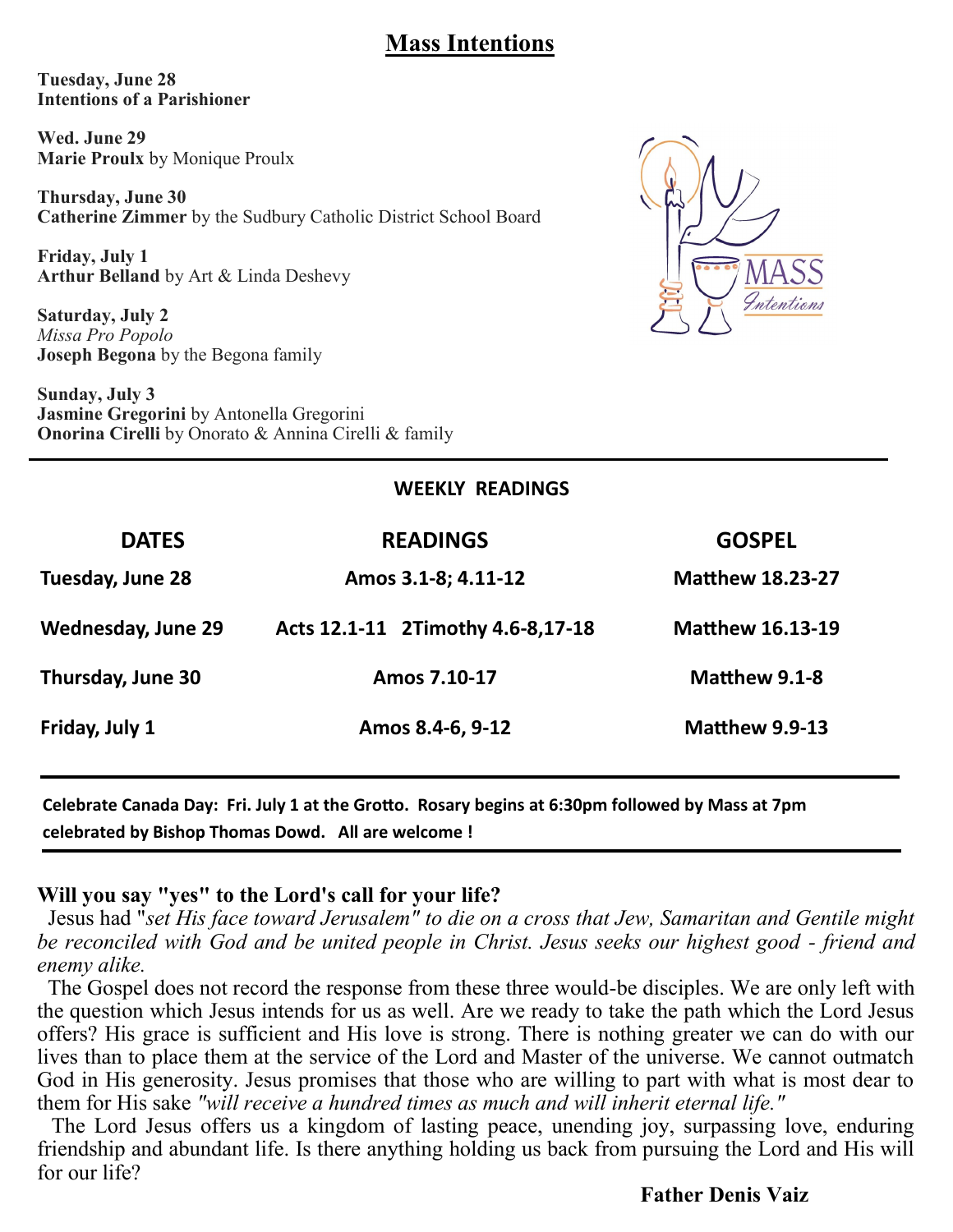## Mass Intentions

**Tuesday, June 28**
**Intentions of a Parishioner**

**Wed. June 29**
**Marie Proulx** by Monique Proulx

**Thursday, June 30**
**Catherine Zimmer** by the Sudbury Catholic District School Board

**Friday, July 1**
**Arthur Belland** by Art & Linda Deshevy

**Saturday, July 2**
*Missa Pro Popolo*
**Joseph Begona** by the Begona family

**Sunday, July 3**
**Jasmine Gregorini** by Antonella Gregorini
**Onorina Cirelli** by Onorato & Annina Cirelli & family

---

### WEEKLY READINGS

| DATES | READINGS | GOSPEL |
|---|---|---|
| Tuesday, June 28 | Amos 3.1-8; 4.11-12 | Matthew 18.23-27 |
| Wednesday, June 29 | Acts 12.1-11 2Timothy 4.6-8,17-18 | Matthew 16.13-19 |
| Thursday, June 30 | Amos 7.10-17 | Matthew 9.1-8 |
| Friday, July 1 | Amos 8.4-6, 9-12 | Matthew 9.9-13 |

---

**Celebrate Canada Day: Fri. July 1 at the Grotto. Rosary begins at 6:30pm followed by Mass at 7pm celebrated by Bishop Thomas Dowd. All are welcome !**

---

**Will you say "yes" to the Lord's call for your life?**

Jesus had "*set His face toward Jerusalem" to die on a cross that Jew, Samaritan and Gentile might be reconciled with God and be united people in Christ. Jesus seeks our highest good - friend and enemy alike.*

The Gospel does not record the response from these three would-be disciples. We are only left with the question which Jesus intends for us as well. Are we ready to take the path which the Lord Jesus offers? His grace is sufficient and His love is strong. There is nothing greater we can do with our lives than to place them at the service of the Lord and Master of the universe. We cannot outmatch God in His generosity. Jesus promises that those who are willing to part with what is most dear to them for His sake *"will receive a hundred times as much and will inherit eternal life."*

The Lord Jesus offers us a kingdom of lasting peace, unending joy, surpassing love, enduring friendship and abundant life. Is there anything holding us back from pursuing the Lord and His will for our life?

**Father Denis Vaiz**